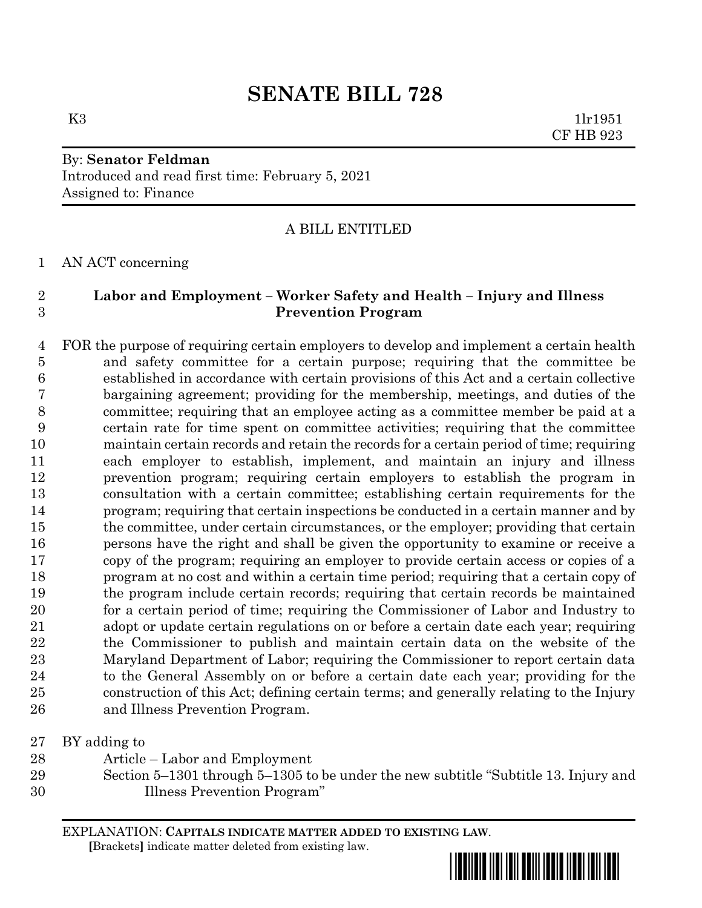# SENATE BILL 728

K3 1lr1951
CF HB 923

By: **Senator Feldman**
Introduced and read first time: February 5, 2021
Assigned to: Finance

A BILL ENTITLED

AN ACT concerning

**Labor and Employment – Worker Safety and Health – Injury and Illness Prevention Program**

FOR the purpose of requiring certain employers to develop and implement a certain health and safety committee for a certain purpose; requiring that the committee be established in accordance with certain provisions of this Act and a certain collective bargaining agreement; providing for the membership, meetings, and duties of the committee; requiring that an employee acting as a committee member be paid at a certain rate for time spent on committee activities; requiring that the committee maintain certain records and retain the records for a certain period of time; requiring each employer to establish, implement, and maintain an injury and illness prevention program; requiring certain employers to establish the program in consultation with a certain committee; establishing certain requirements for the program; requiring that certain inspections be conducted in a certain manner and by the committee, under certain circumstances, or the employer; providing that certain persons have the right and shall be given the opportunity to examine or receive a copy of the program; requiring an employer to provide certain access or copies of a program at no cost and within a certain time period; requiring that a certain copy of the program include certain records; requiring that certain records be maintained for a certain period of time; requiring the Commissioner of Labor and Industry to adopt or update certain regulations on or before a certain date each year; requiring the Commissioner to publish and maintain certain data on the website of the Maryland Department of Labor; requiring the Commissioner to report certain data to the General Assembly on or before a certain date each year; providing for the construction of this Act; defining certain terms; and generally relating to the Injury and Illness Prevention Program.

BY adding to
Article – Labor and Employment
Section 5–1301 through 5–1305 to be under the new subtitle "Subtitle 13. Injury and Illness Prevention Program"

EXPLANATION: **CAPITALS INDICATE MATTER ADDED TO EXISTING LAW.**
**[**Brackets**]** indicate matter deleted from existing law.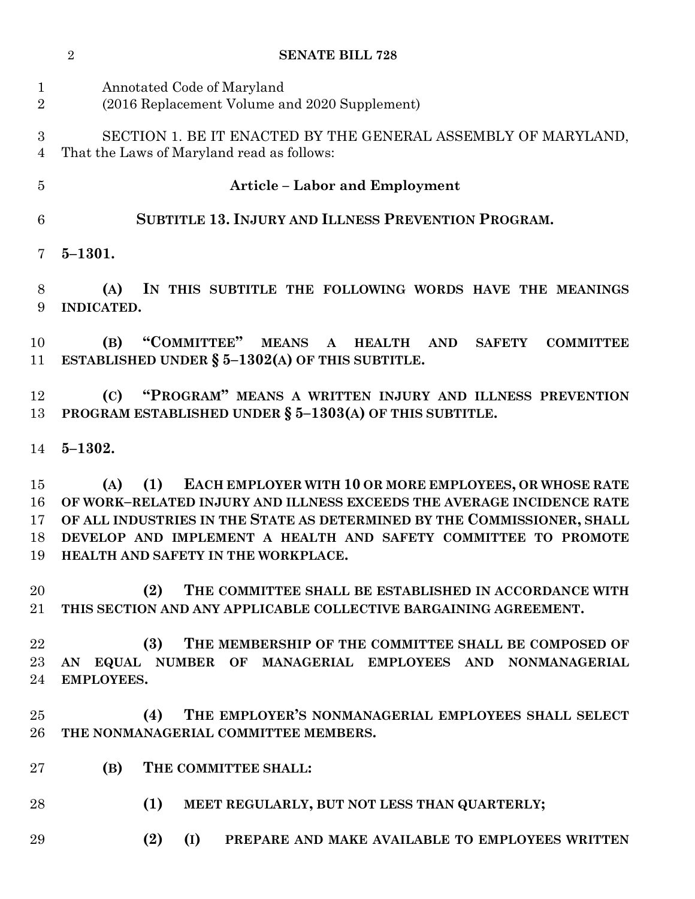Annotated Code of Maryland
(2016 Replacement Volume and 2020 Supplement)

SECTION 1. BE IT ENACTED BY THE GENERAL ASSEMBLY OF MARYLAND, That the Laws of Maryland read as follows:

## Article – Labor and Employment

### SUBTITLE 13. INJURY AND ILLNESS PREVENTION PROGRAM.

**5–1301.**

**(A) IN THIS SUBTITLE THE FOLLOWING WORDS HAVE THE MEANINGS INDICATED.**

**(B) "COMMITTEE" MEANS A HEALTH AND SAFETY COMMITTEE ESTABLISHED UNDER § 5–1302(A) OF THIS SUBTITLE.**

**(C) "PROGRAM" MEANS A WRITTEN INJURY AND ILLNESS PREVENTION PROGRAM ESTABLISHED UNDER § 5–1303(A) OF THIS SUBTITLE.**

**5–1302.**

**(A) (1) EACH EMPLOYER WITH 10 OR MORE EMPLOYEES, OR WHOSE RATE OF WORK–RELATED INJURY AND ILLNESS EXCEEDS THE AVERAGE INCIDENCE RATE OF ALL INDUSTRIES IN THE STATE AS DETERMINED BY THE COMMISSIONER, SHALL DEVELOP AND IMPLEMENT A HEALTH AND SAFETY COMMITTEE TO PROMOTE HEALTH AND SAFETY IN THE WORKPLACE.**

**(2) THE COMMITTEE SHALL BE ESTABLISHED IN ACCORDANCE WITH THIS SECTION AND ANY APPLICABLE COLLECTIVE BARGAINING AGREEMENT.**

**(3) THE MEMBERSHIP OF THE COMMITTEE SHALL BE COMPOSED OF AN EQUAL NUMBER OF MANAGERIAL EMPLOYEES AND NONMANAGERIAL EMPLOYEES.**

**(4) THE EMPLOYER'S NONMANAGERIAL EMPLOYEES SHALL SELECT THE NONMANAGERIAL COMMITTEE MEMBERS.**

**(B) THE COMMITTEE SHALL:**

**(1) MEET REGULARLY, BUT NOT LESS THAN QUARTERLY;**

**(2) (I) PREPARE AND MAKE AVAILABLE TO EMPLOYEES WRITTEN**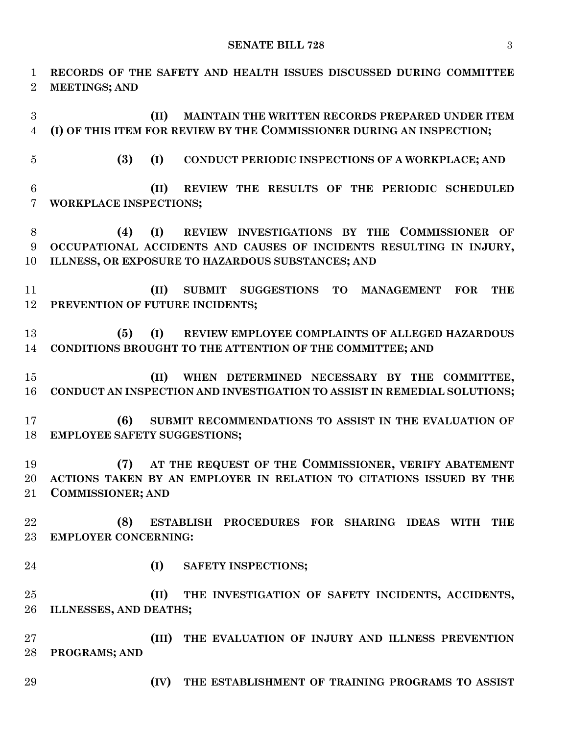**RECORDS OF THE SAFETY AND HEALTH ISSUES DISCUSSED DURING COMMITTEE MEETINGS; AND**

**(II) MAINTAIN THE WRITTEN RECORDS PREPARED UNDER ITEM (I) OF THIS ITEM FOR REVIEW BY THE COMMISSIONER DURING AN INSPECTION;**

**(3) (I) CONDUCT PERIODIC INSPECTIONS OF A WORKPLACE; AND**

**(II) REVIEW THE RESULTS OF THE PERIODIC SCHEDULED WORKPLACE INSPECTIONS;**

**(4) (I) REVIEW INVESTIGATIONS BY THE COMMISSIONER OF OCCUPATIONAL ACCIDENTS AND CAUSES OF INCIDENTS RESULTING IN INJURY, ILLNESS, OR EXPOSURE TO HAZARDOUS SUBSTANCES; AND**

**(II) SUBMIT SUGGESTIONS TO MANAGEMENT FOR THE PREVENTION OF FUTURE INCIDENTS;**

**(5) (I) REVIEW EMPLOYEE COMPLAINTS OF ALLEGED HAZARDOUS CONDITIONS BROUGHT TO THE ATTENTION OF THE COMMITTEE; AND**

**(II) WHEN DETERMINED NECESSARY BY THE COMMITTEE, CONDUCT AN INSPECTION AND INVESTIGATION TO ASSIST IN REMEDIAL SOLUTIONS;**

**(6) SUBMIT RECOMMENDATIONS TO ASSIST IN THE EVALUATION OF EMPLOYEE SAFETY SUGGESTIONS;**

**(7) AT THE REQUEST OF THE COMMISSIONER, VERIFY ABATEMENT ACTIONS TAKEN BY AN EMPLOYER IN RELATION TO CITATIONS ISSUED BY THE COMMISSIONER; AND**

**(8) ESTABLISH PROCEDURES FOR SHARING IDEAS WITH THE EMPLOYER CONCERNING:**

**(I) SAFETY INSPECTIONS;**

**(II) THE INVESTIGATION OF SAFETY INCIDENTS, ACCIDENTS, ILLNESSES, AND DEATHS;**

**(III) THE EVALUATION OF INJURY AND ILLNESS PREVENTION PROGRAMS; AND**

**(IV) THE ESTABLISHMENT OF TRAINING PROGRAMS TO ASSIST**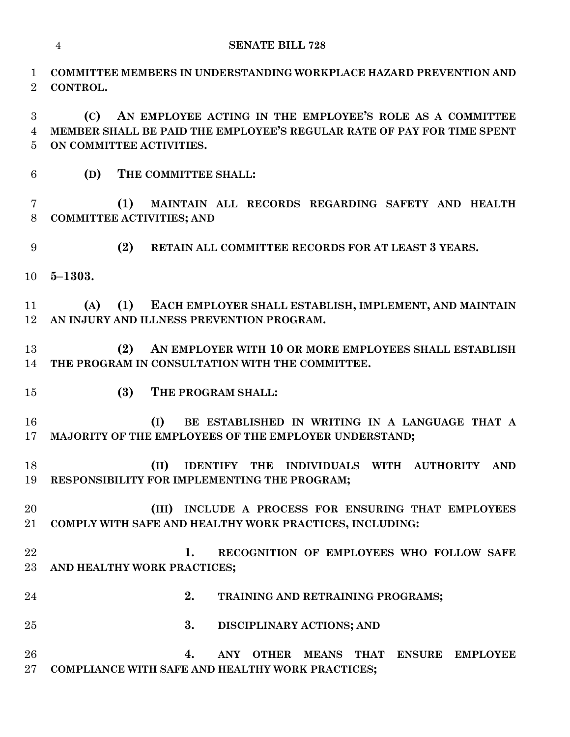**COMMITTEE MEMBERS IN UNDERSTANDING WORKPLACE HAZARD PREVENTION AND CONTROL.**

**(C) AN EMPLOYEE ACTING IN THE EMPLOYEE'S ROLE AS A COMMITTEE MEMBER SHALL BE PAID THE EMPLOYEE'S REGULAR RATE OF PAY FOR TIME SPENT ON COMMITTEE ACTIVITIES.**

**(D) THE COMMITTEE SHALL:**

**(1) MAINTAIN ALL RECORDS REGARDING SAFETY AND HEALTH COMMITTEE ACTIVITIES; AND**

**(2) RETAIN ALL COMMITTEE RECORDS FOR AT LEAST 3 YEARS.**

**5–1303.**

**(A) (1) EACH EMPLOYER SHALL ESTABLISH, IMPLEMENT, AND MAINTAIN AN INJURY AND ILLNESS PREVENTION PROGRAM.**

**(2) AN EMPLOYER WITH 10 OR MORE EMPLOYEES SHALL ESTABLISH THE PROGRAM IN CONSULTATION WITH THE COMMITTEE.**

**(3) THE PROGRAM SHALL:**

**(I) BE ESTABLISHED IN WRITING IN A LANGUAGE THAT A MAJORITY OF THE EMPLOYEES OF THE EMPLOYER UNDERSTAND;**

**(II) IDENTIFY THE INDIVIDUALS WITH AUTHORITY AND RESPONSIBILITY FOR IMPLEMENTING THE PROGRAM;**

**(III) INCLUDE A PROCESS FOR ENSURING THAT EMPLOYEES COMPLY WITH SAFE AND HEALTHY WORK PRACTICES, INCLUDING:**

**1. RECOGNITION OF EMPLOYEES WHO FOLLOW SAFE AND HEALTHY WORK PRACTICES;**

**2. TRAINING AND RETRAINING PROGRAMS;**

**3. DISCIPLINARY ACTIONS; AND**

**4. ANY OTHER MEANS THAT ENSURE EMPLOYEE COMPLIANCE WITH SAFE AND HEALTHY WORK PRACTICES;**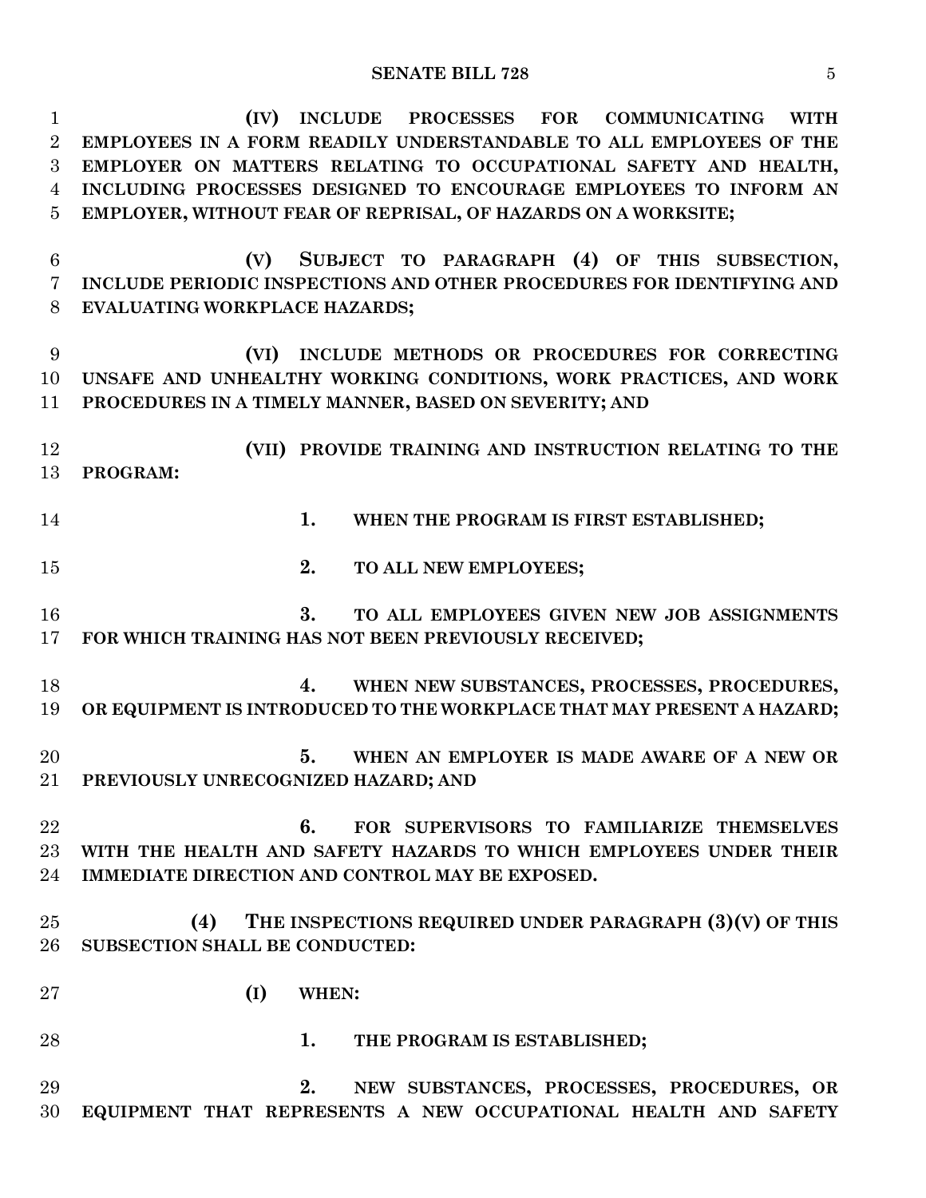**(IV) INCLUDE PROCESSES FOR COMMUNICATING WITH EMPLOYEES IN A FORM READILY UNDERSTANDABLE TO ALL EMPLOYEES OF THE EMPLOYER ON MATTERS RELATING TO OCCUPATIONAL SAFETY AND HEALTH, INCLUDING PROCESSES DESIGNED TO ENCOURAGE EMPLOYEES TO INFORM AN EMPLOYER, WITHOUT FEAR OF REPRISAL, OF HAZARDS ON A WORKSITE;**

**(V) SUBJECT TO PARAGRAPH (4) OF THIS SUBSECTION, INCLUDE PERIODIC INSPECTIONS AND OTHER PROCEDURES FOR IDENTIFYING AND EVALUATING WORKPLACE HAZARDS;**

**(VI) INCLUDE METHODS OR PROCEDURES FOR CORRECTING UNSAFE AND UNHEALTHY WORKING CONDITIONS, WORK PRACTICES, AND WORK PROCEDURES IN A TIMELY MANNER, BASED ON SEVERITY; AND**

**(VII) PROVIDE TRAINING AND INSTRUCTION RELATING TO THE PROGRAM:**

**1. WHEN THE PROGRAM IS FIRST ESTABLISHED;**

**2. TO ALL NEW EMPLOYEES;**

**3. TO ALL EMPLOYEES GIVEN NEW JOB ASSIGNMENTS FOR WHICH TRAINING HAS NOT BEEN PREVIOUSLY RECEIVED;**

**4. WHEN NEW SUBSTANCES, PROCESSES, PROCEDURES, OR EQUIPMENT IS INTRODUCED TO THE WORKPLACE THAT MAY PRESENT A HAZARD;**

**5. WHEN AN EMPLOYER IS MADE AWARE OF A NEW OR PREVIOUSLY UNRECOGNIZED HAZARD; AND**

**6. FOR SUPERVISORS TO FAMILIARIZE THEMSELVES WITH THE HEALTH AND SAFETY HAZARDS TO WHICH EMPLOYEES UNDER THEIR IMMEDIATE DIRECTION AND CONTROL MAY BE EXPOSED.**

**(4) THE INSPECTIONS REQUIRED UNDER PARAGRAPH (3)(V) OF THIS SUBSECTION SHALL BE CONDUCTED:**

**(I) WHEN:**

**1. THE PROGRAM IS ESTABLISHED;**

**2. NEW SUBSTANCES, PROCESSES, PROCEDURES, OR EQUIPMENT THAT REPRESENTS A NEW OCCUPATIONAL HEALTH AND SAFETY**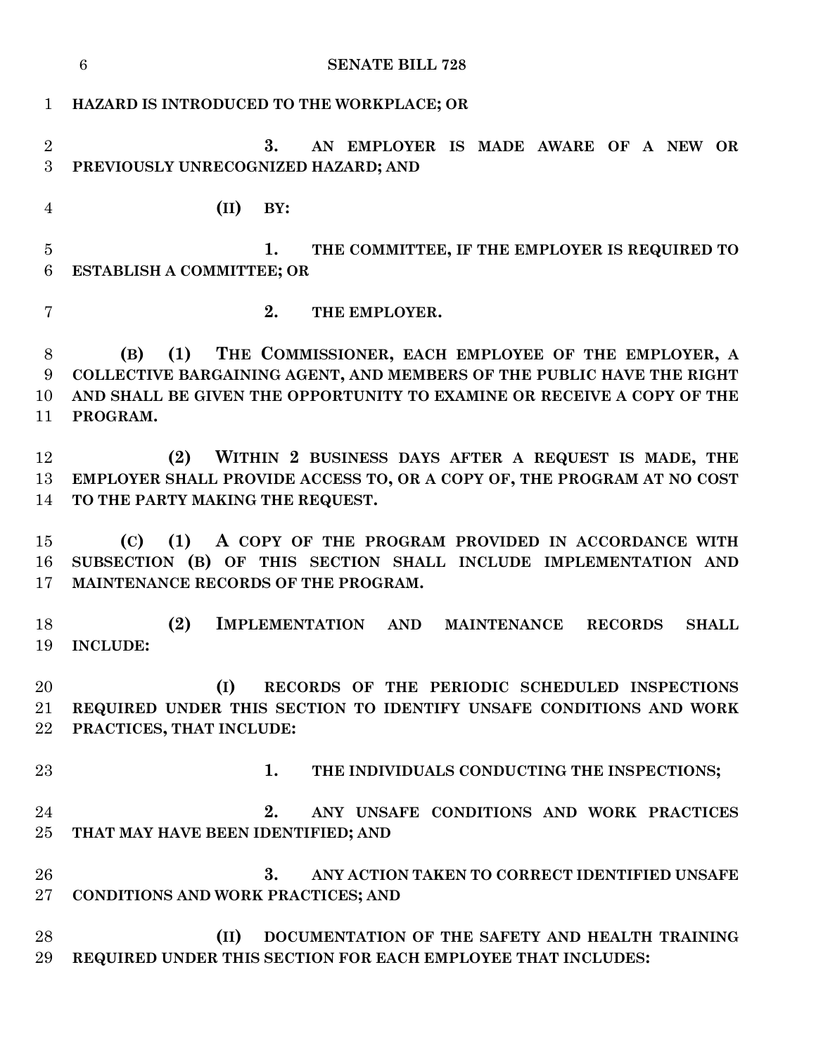**HAZARD IS INTRODUCED TO THE WORKPLACE; OR**

**3. AN EMPLOYER IS MADE AWARE OF A NEW OR PREVIOUSLY UNRECOGNIZED HAZARD; AND**

**(II) BY:**

**1. THE COMMITTEE, IF THE EMPLOYER IS REQUIRED TO ESTABLISH A COMMITTEE; OR**

**2. THE EMPLOYER.**

**(B) (1) THE COMMISSIONER, EACH EMPLOYEE OF THE EMPLOYER, A COLLECTIVE BARGAINING AGENT, AND MEMBERS OF THE PUBLIC HAVE THE RIGHT AND SHALL BE GIVEN THE OPPORTUNITY TO EXAMINE OR RECEIVE A COPY OF THE PROGRAM.**

**(2) WITHIN 2 BUSINESS DAYS AFTER A REQUEST IS MADE, THE EMPLOYER SHALL PROVIDE ACCESS TO, OR A COPY OF, THE PROGRAM AT NO COST TO THE PARTY MAKING THE REQUEST.**

**(C) (1) A COPY OF THE PROGRAM PROVIDED IN ACCORDANCE WITH SUBSECTION (B) OF THIS SECTION SHALL INCLUDE IMPLEMENTATION AND MAINTENANCE RECORDS OF THE PROGRAM.**

**(2) IMPLEMENTATION AND MAINTENANCE RECORDS SHALL INCLUDE:**

**(I) RECORDS OF THE PERIODIC SCHEDULED INSPECTIONS REQUIRED UNDER THIS SECTION TO IDENTIFY UNSAFE CONDITIONS AND WORK PRACTICES, THAT INCLUDE:**

**1. THE INDIVIDUALS CONDUCTING THE INSPECTIONS;**

**2. ANY UNSAFE CONDITIONS AND WORK PRACTICES THAT MAY HAVE BEEN IDENTIFIED; AND**

**3. ANY ACTION TAKEN TO CORRECT IDENTIFIED UNSAFE CONDITIONS AND WORK PRACTICES; AND**

**(II) DOCUMENTATION OF THE SAFETY AND HEALTH TRAINING REQUIRED UNDER THIS SECTION FOR EACH EMPLOYEE THAT INCLUDES:**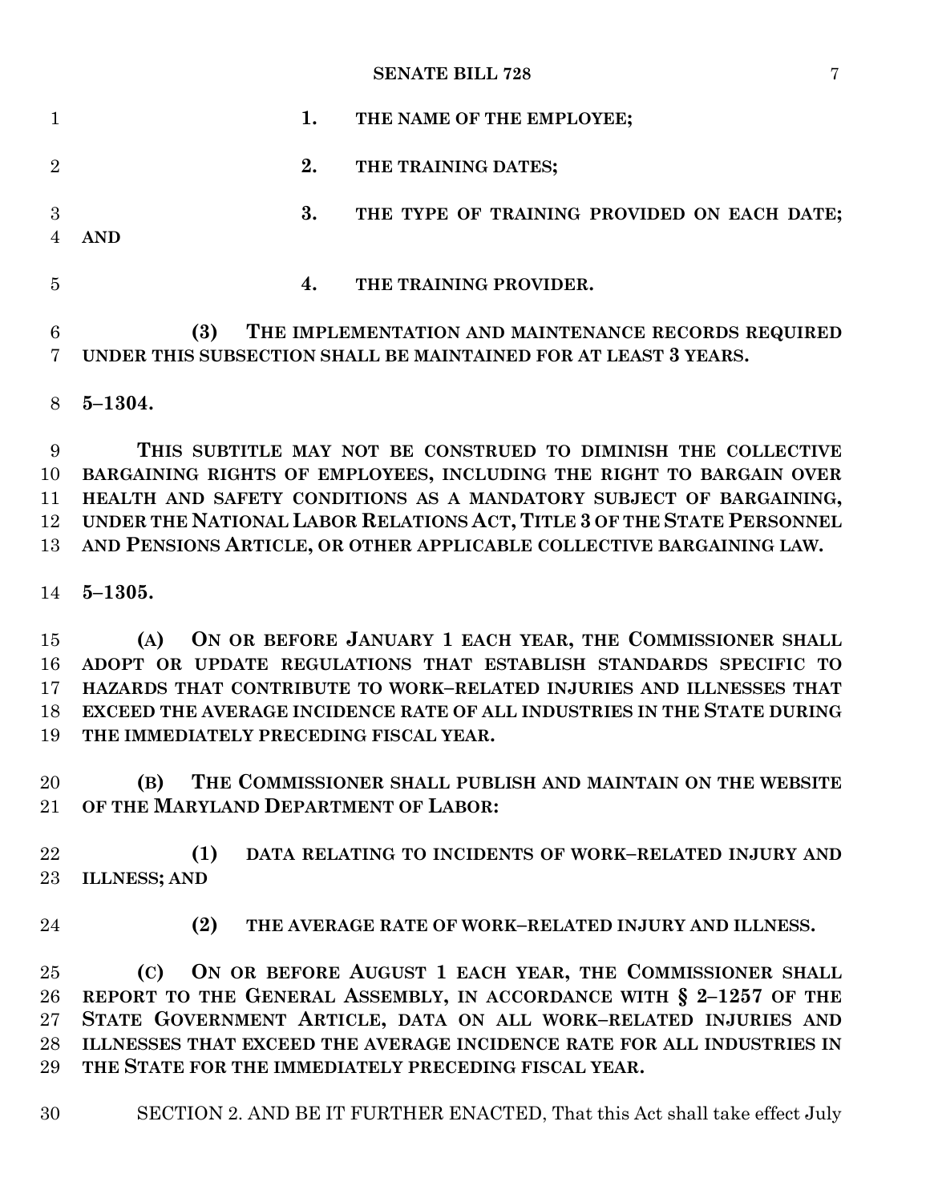1. THE NAME OF THE EMPLOYEE;

2. THE TRAINING DATES;

3. THE TYPE OF TRAINING PROVIDED ON EACH DATE; AND

4. THE TRAINING PROVIDER.

(3) THE IMPLEMENTATION AND MAINTENANCE RECORDS REQUIRED UNDER THIS SUBSECTION SHALL BE MAINTAINED FOR AT LEAST 3 YEARS.

**5–1304.**

THIS SUBTITLE MAY NOT BE CONSTRUED TO DIMINISH THE COLLECTIVE BARGAINING RIGHTS OF EMPLOYEES, INCLUDING THE RIGHT TO BARGAIN OVER HEALTH AND SAFETY CONDITIONS AS A MANDATORY SUBJECT OF BARGAINING, UNDER THE NATIONAL LABOR RELATIONS ACT, TITLE 3 OF THE STATE PERSONNEL AND PENSIONS ARTICLE, OR OTHER APPLICABLE COLLECTIVE BARGAINING LAW.

**5–1305.**

(A) ON OR BEFORE JANUARY 1 EACH YEAR, THE COMMISSIONER SHALL ADOPT OR UPDATE REGULATIONS THAT ESTABLISH STANDARDS SPECIFIC TO HAZARDS THAT CONTRIBUTE TO WORK–RELATED INJURIES AND ILLNESSES THAT EXCEED THE AVERAGE INCIDENCE RATE OF ALL INDUSTRIES IN THE STATE DURING THE IMMEDIATELY PRECEDING FISCAL YEAR.

(B) THE COMMISSIONER SHALL PUBLISH AND MAINTAIN ON THE WEBSITE OF THE MARYLAND DEPARTMENT OF LABOR:

(1) DATA RELATING TO INCIDENTS OF WORK–RELATED INJURY AND ILLNESS; AND

(2) THE AVERAGE RATE OF WORK–RELATED INJURY AND ILLNESS.

(C) ON OR BEFORE AUGUST 1 EACH YEAR, THE COMMISSIONER SHALL REPORT TO THE GENERAL ASSEMBLY, IN ACCORDANCE WITH § 2–1257 OF THE STATE GOVERNMENT ARTICLE, DATA ON ALL WORK–RELATED INJURIES AND ILLNESSES THAT EXCEED THE AVERAGE INCIDENCE RATE FOR ALL INDUSTRIES IN THE STATE FOR THE IMMEDIATELY PRECEDING FISCAL YEAR.

SECTION 2. AND BE IT FURTHER ENACTED, That this Act shall take effect July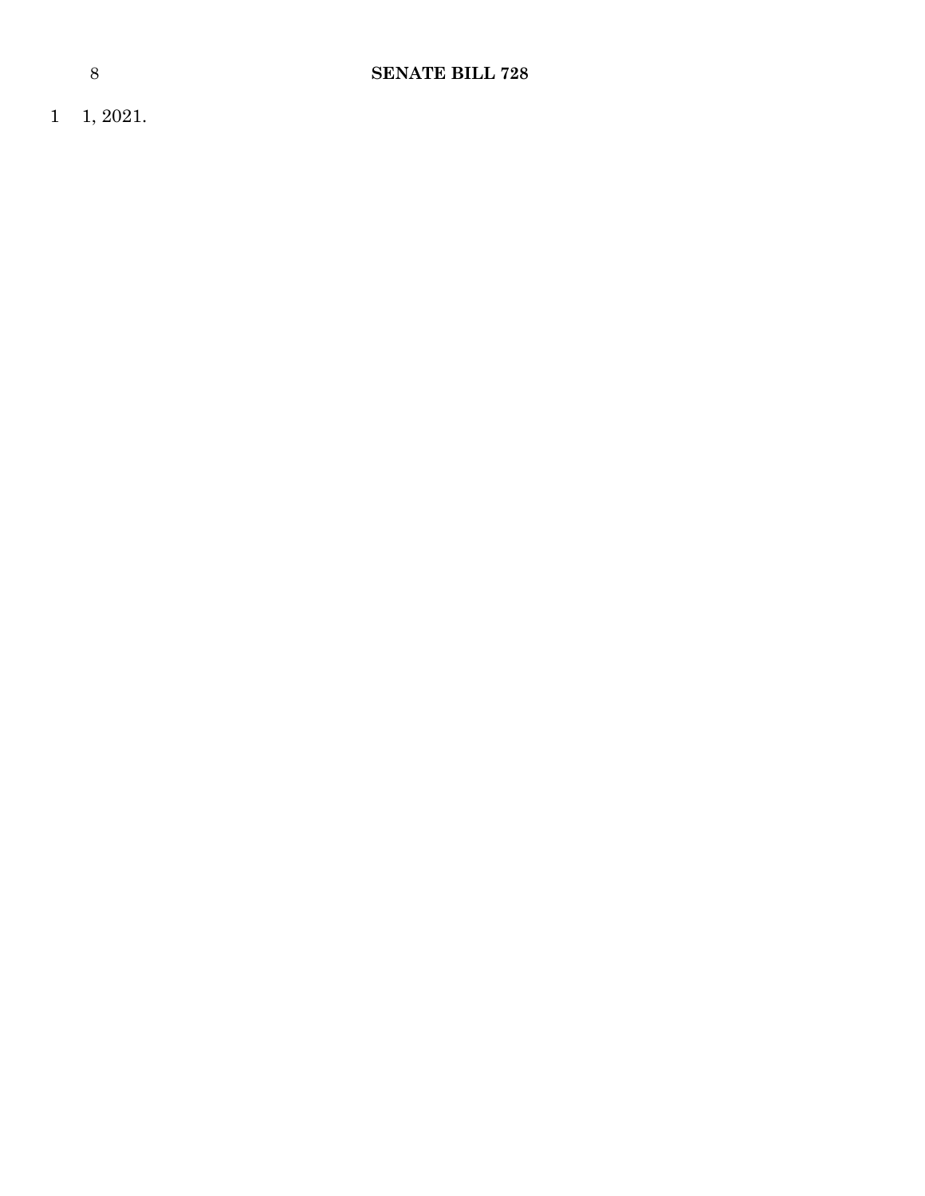1, 2021.